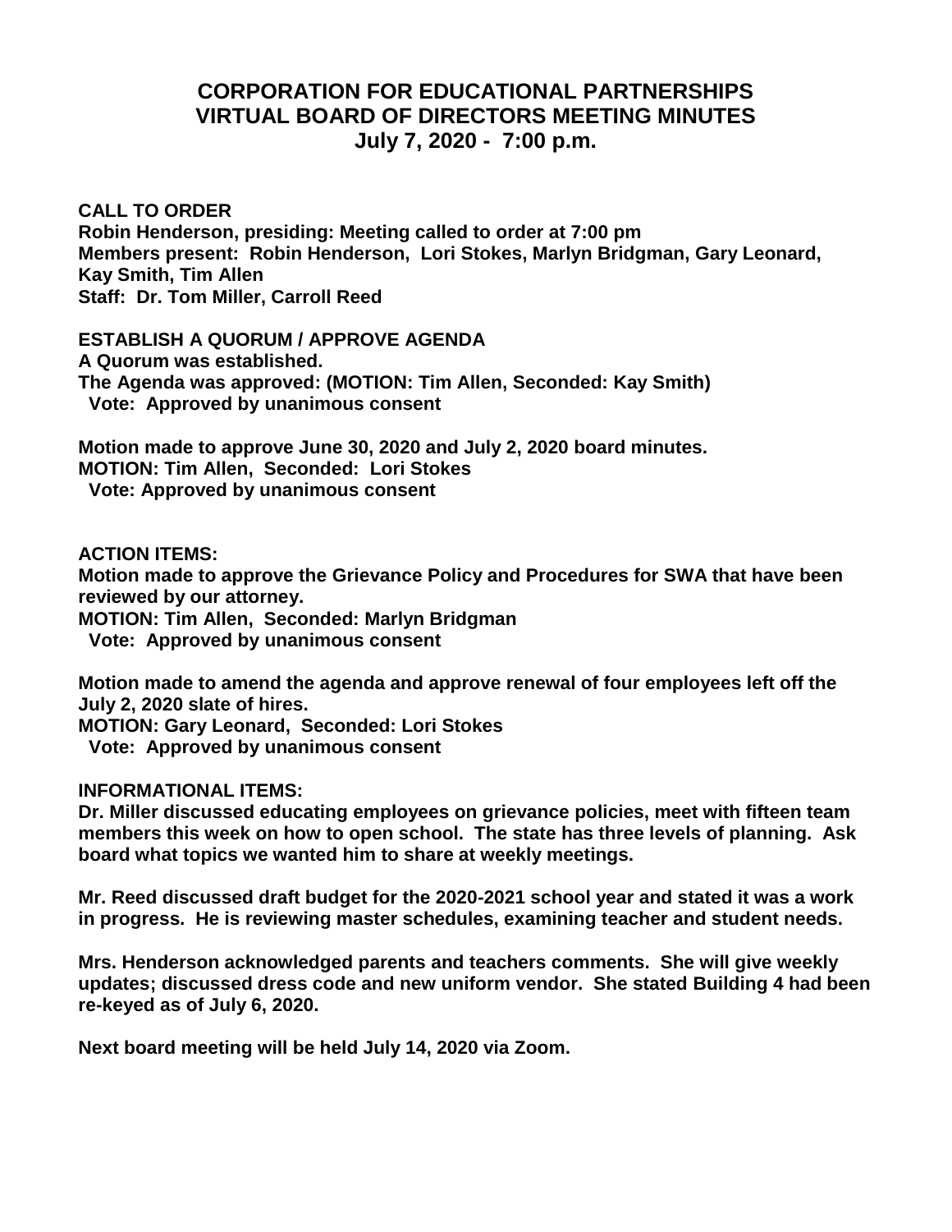# CORPORATION FOR EDUCATIONAL PARTNERSHIPS
# VIRTUAL BOARD OF DIRECTORS MEETING MINUTES
## July 7, 2020 - 7:00 p.m.

**CALL TO ORDER**
**Robin Henderson, presiding: Meeting called to order at 7:00 pm**
**Members present: Robin Henderson, Lori Stokes, Marlyn Bridgman, Gary Leonard, Kay Smith, Tim Allen**
**Staff: Dr. Tom Miller, Carroll Reed**

**ESTABLISH A QUORUM / APPROVE AGENDA**
**A Quorum was established.**
**The Agenda was approved: (MOTION: Tim Allen, Seconded: Kay Smith)**
**Vote: Approved by unanimous consent**

**Motion made to approve June 30, 2020 and July 2, 2020 board minutes.**
**MOTION: Tim Allen, Seconded: Lori Stokes**
**Vote: Approved by unanimous consent**

**ACTION ITEMS:**
**Motion made to approve the Grievance Policy and Procedures for SWA that have been reviewed by our attorney.**
**MOTION: Tim Allen, Seconded: Marlyn Bridgman**
**Vote: Approved by unanimous consent**

**Motion made to amend the agenda and approve renewal of four employees left off the July 2, 2020 slate of hires.**
**MOTION: Gary Leonard, Seconded: Lori Stokes**
**Vote: Approved by unanimous consent**

**INFORMATIONAL ITEMS:**
**Dr. Miller discussed educating employees on grievance policies, meet with fifteen team members this week on how to open school. The state has three levels of planning. Ask board what topics we wanted him to share at weekly meetings.**

**Mr. Reed discussed draft budget for the 2020-2021 school year and stated it was a work in progress. He is reviewing master schedules, examining teacher and student needs.**

**Mrs. Henderson acknowledged parents and teachers comments. She will give weekly updates; discussed dress code and new uniform vendor. She stated Building 4 had been re-keyed as of July 6, 2020.**

**Next board meeting will be held July 14, 2020 via Zoom.**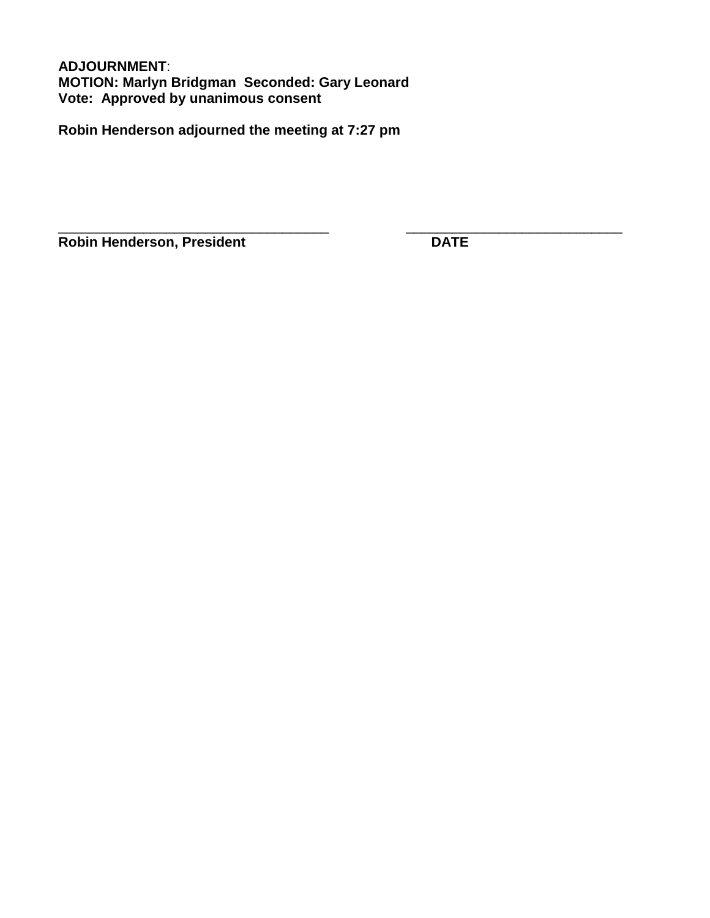**ADJOURNMENT**:
**MOTION: Marlyn Bridgman Seconded: Gary Leonard**
**Vote: Approved by unanimous consent**

**Robin Henderson adjourned the meeting at 7:27 pm**

____________________________________ ____________________________
**Robin Henderson, President** **DATE**